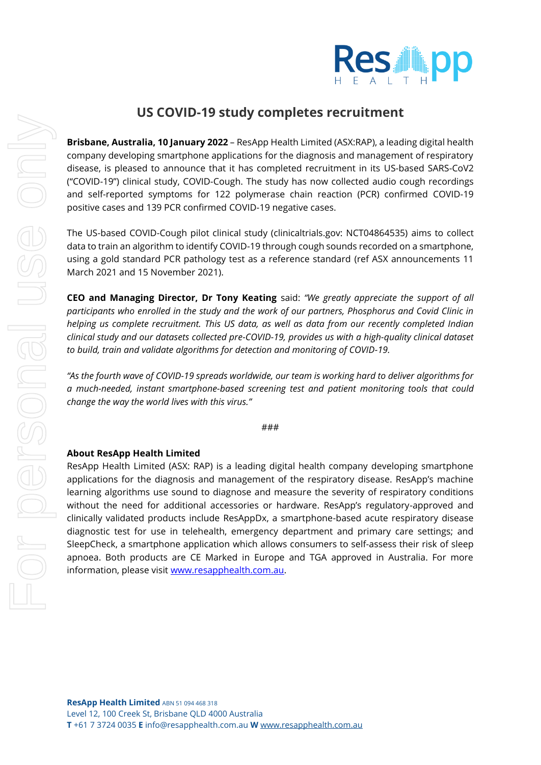# US COVID-19 study completes recruitment

**Brisbane, Australia, 10 January 2022** – ResApp Health Limited (ASX:RAP), a leading digital health company developing smartphone applications for the diagnosis and management of respiratory disease, is pleased to announce that it has completed recruitment in its US-based SARS-CoV2 ("COVID-19") clinical study, COVID-Cough. The study has now collected audio cough recordings and self-reported symptoms for 122 polymerase chain reaction (PCR) confirmed COVID-19 positive cases and 139 PCR confirmed COVID-19 negative cases.

The US-based COVID-Cough pilot clinical study (clinicaltrials.gov: NCT04864535) aims to collect data to train an algorithm to identify COVID-19 through cough sounds recorded on a smartphone, using a gold standard PCR pathology test as a reference standard (ref ASX announcements 11 March 2021 and 15 November 2021).

**CEO and Managing Director, Dr Tony Keating** said: *"We greatly appreciate the support of all participants who enrolled in the study and the work of our partners, Phosphorus and Covid Clinic in helping us complete recruitment. This US data, as well as data from our recently completed Indian clinical study and our datasets collected pre-COVID-19, provides us with a high-quality clinical dataset to build, train and validate algorithms for detection and monitoring of COVID-19.*

*"As the fourth wave of COVID-19 spreads worldwide, our team is working hard to deliver algorithms for a much-needed, instant smartphone-based screening test and patient monitoring tools that could change the way the world lives with this virus."*

###

**About ResApp Health Limited**

ResApp Health Limited (ASX: RAP) is a leading digital health company developing smartphone applications for the diagnosis and management of the respiratory disease. ResApp's machine learning algorithms use sound to diagnose and measure the severity of respiratory conditions without the need for additional accessories or hardware. ResApp's regulatory-approved and clinically validated products include ResAppDx, a smartphone-based acute respiratory disease diagnostic test for use in telehealth, emergency department and primary care settings; and SleepCheck, a smartphone application which allows consumers to self-assess their risk of sleep apnoea. Both products are CE Marked in Europe and TGA approved in Australia. For more information, please visit www.resapphealth.com.au.

**ResApp Health Limited** ABN 51 094 468 318
Level 12, 100 Creek St, Brisbane QLD 4000 Australia
**T** +61 7 3724 0035 **E** info@resapphealth.com.au **W** www.resapphealth.com.au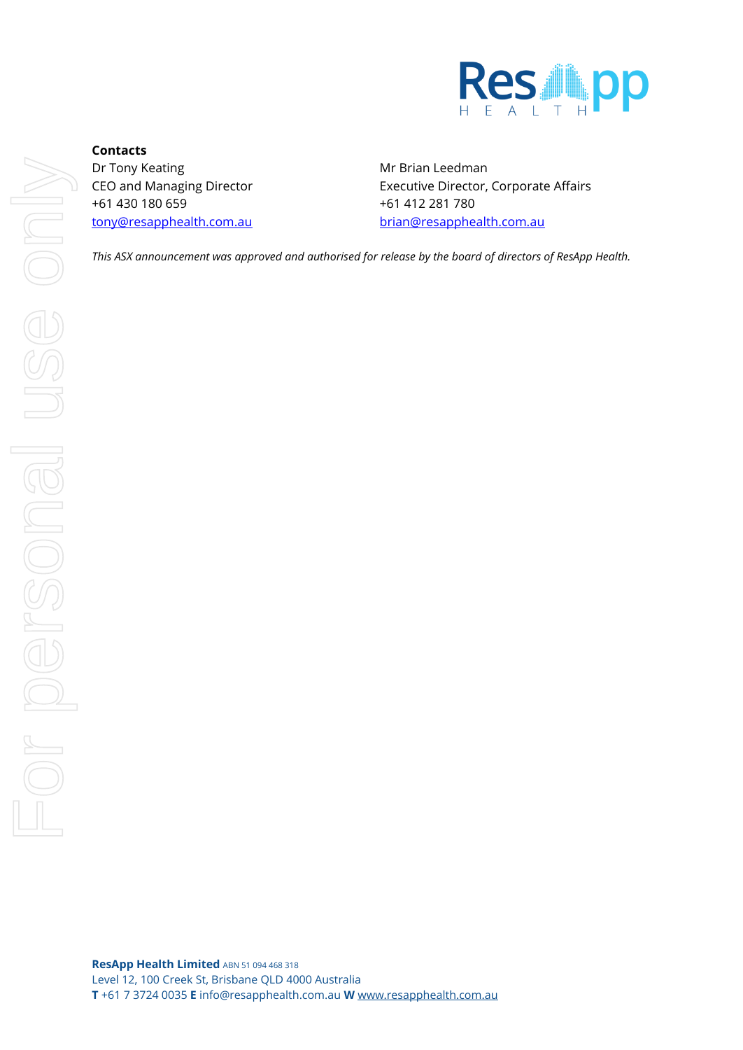**Contacts**

Dr Tony Keating
CEO and Managing Director
+61 430 180 659
tony@resapphealth.com.au

Mr Brian Leedman
Executive Director, Corporate Affairs
+61 412 281 780
brian@resapphealth.com.au

*This ASX announcement was approved and authorised for release by the board of directors of ResApp Health.*

**ResApp Health Limited** ABN 51 094 468 318
Level 12, 100 Creek St, Brisbane QLD 4000 Australia
**T** +61 7 3724 0035 **E** info@resapphealth.com.au **W** www.resapphealth.com.au